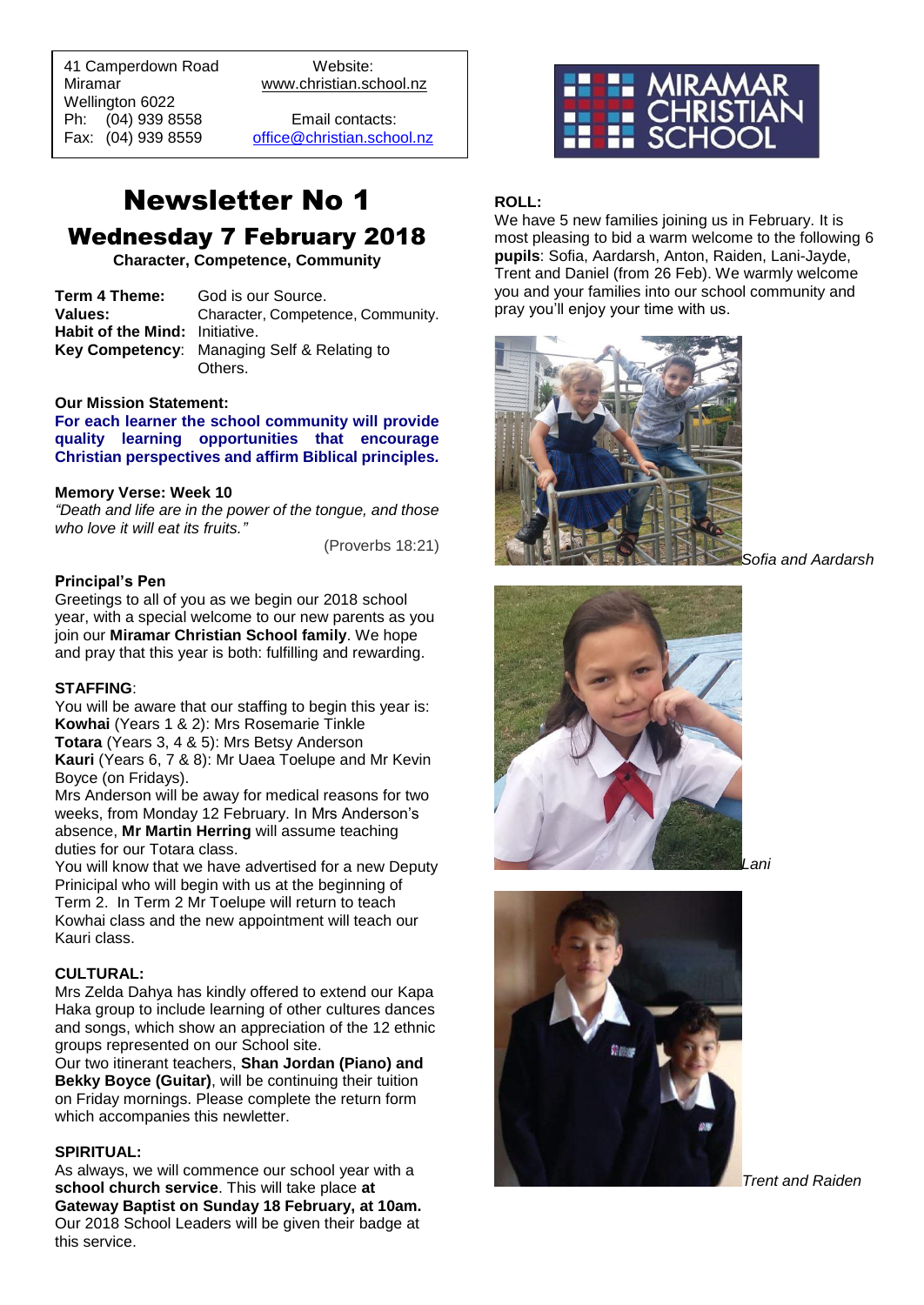41 Camperdown Road
Miramar
Wellington 6022
Ph: (04) 939 8558
Fax: (04) 939 8559

Website:
www.christian.school.nz

Email contacts:
office@christian.school.nz

MIRAMAR CHRISTIAN SCHOOL

# Newsletter No 1

## Wednesday 7 February 2018

**Character, Competence, Community**

| | |
|---|---|
| **Term 4 Theme:** | God is our Source. |
| **Values:** | Character, Competence, Community. |
| **Habit of the Mind:** | Initiative. |
| **Key Competency**: | Managing Self & Relating to Others. |

**Our Mission Statement:**

**For each learner the school community will provide quality learning opportunities that encourage Christian perspectives and affirm Biblical principles.**

**Memory Verse: Week 10**

*"Death and life are in the power of the tongue, and those who love it will eat its fruits."*

(Proverbs 18:21)

**Principal's Pen**

Greetings to all of you as we begin our 2018 school year, with a special welcome to our new parents as you join our **Miramar Christian School family**. We hope and pray that this year is both: fulfilling and rewarding.

**STAFFING**:

You will be aware that our staffing to begin this year is:
**Kowhai** (Years 1 & 2): Mrs Rosemarie Tinkle
**Totara** (Years 3, 4 & 5): Mrs Betsy Anderson
**Kauri** (Years 6, 7 & 8): Mr Uaea Toelupe and Mr Kevin Boyce (on Fridays).

Mrs Anderson will be away for medical reasons for two weeks, from Monday 12 February. In Mrs Anderson's absence, **Mr Martin Herring** will assume teaching duties for our Totara class.

You will know that we have advertised for a new Deputy Prinicipal who will begin with us at the beginning of Term 2. In Term 2 Mr Toelupe will return to teach Kowhai class and the new appointment will teach our Kauri class.

**CULTURAL:**

Mrs Zelda Dahya has kindly offered to extend our Kapa Haka group to include learning of other cultures dances and songs, which show an appreciation of the 12 ethnic groups represented on our School site.

Our two itinerant teachers, **Shan Jordan (Piano) and Bekky Boyce (Guitar)**, will be continuing their tuition on Friday mornings. Please complete the return form which accompanies this newletter.

**SPIRITUAL:**

As always, we will commence our school year with a **school church service**. This will take place **at Gateway Baptist on Sunday 18 February, at 10am.** Our 2018 School Leaders will be given their badge at this service.

**ROLL:**

We have 5 new families joining us in February. It is most pleasing to bid a warm welcome to the following 6 **pupils**: Sofia, Aardarsh, Anton, Raiden, Lani-Jayde, Trent and Daniel (from 26 Feb). We warmly welcome you and your families into our school community and pray you'll enjoy your time with us.

*Sofia and Aardarsh*

*Lani*

*Trent and Raiden*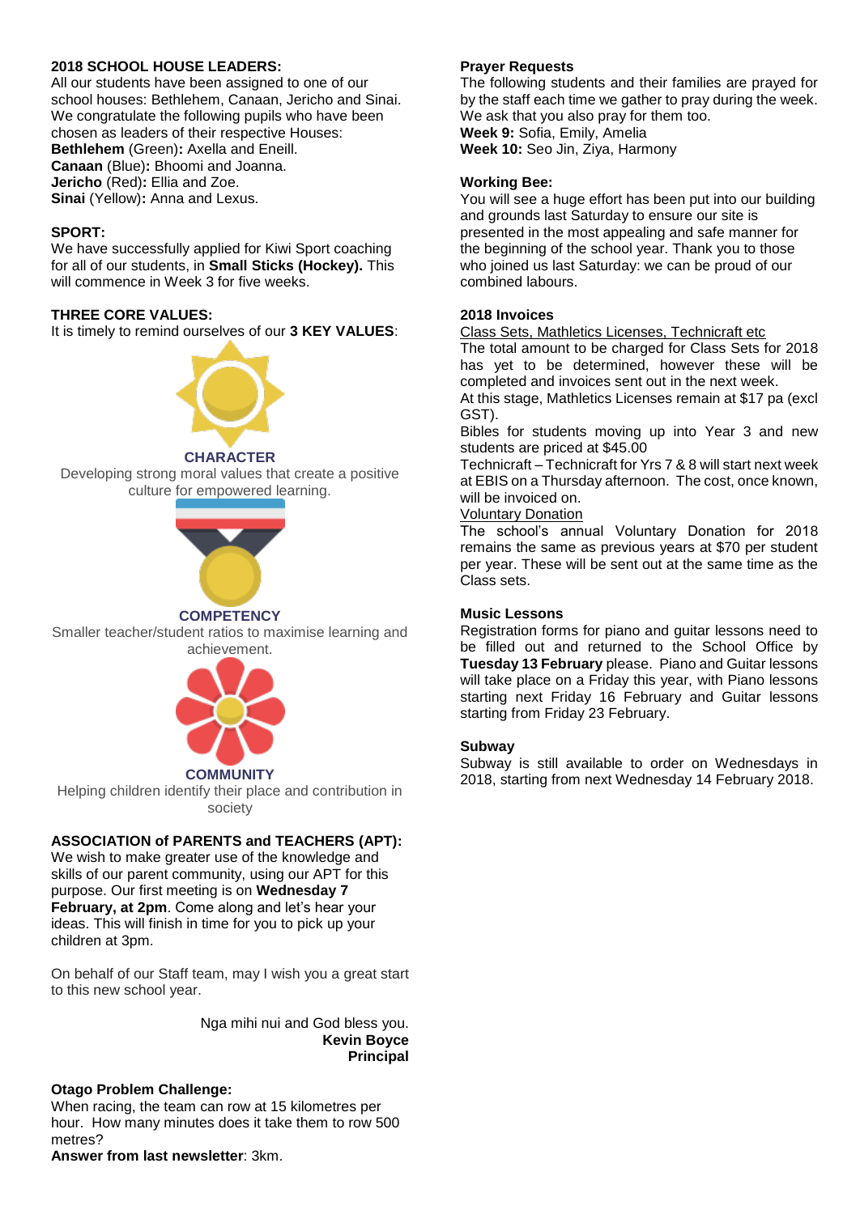## 2018 SCHOOL HOUSE LEADERS:

All our students have been assigned to one of our school houses: Bethlehem, Canaan, Jericho and Sinai. We congratulate the following pupils who have been chosen as leaders of their respective Houses:

**Bethlehem** (Green)**:** Axella and Eneill.
**Canaan** (Blue)**:** Bhoomi and Joanna.
**Jericho** (Red)**:** Ellia and Zoe.
**Sinai** (Yellow)**:** Anna and Lexus.

## SPORT:

We have successfully applied for Kiwi Sport coaching for all of our students, in **Small Sticks (Hockey).** This will commence in Week 3 for five weeks.

## THREE CORE VALUES:

It is timely to remind ourselves of our **3 KEY VALUES**:

**CHARACTER**
Developing strong moral values that create a positive culture for empowered learning.

**COMPETENCY**
Smaller teacher/student ratios to maximise learning and achievement.

**COMMUNITY**
Helping children identify their place and contribution in society

## ASSOCIATION of PARENTS and TEACHERS (APT):

We wish to make greater use of the knowledge and skills of our parent community, using our APT for this purpose. Our first meeting is on **Wednesday 7 February, at 2pm**. Come along and let's hear your ideas. This will finish in time for you to pick up your children at 3pm.

On behalf of our Staff team, may I wish you a great start to this new school year.

Nga mihi nui and God bless you.
**Kevin Boyce**
**Principal**

## Otago Problem Challenge:

When racing, the team can row at 15 kilometres per hour. How many minutes does it take them to row 500 metres?
**Answer from last newsletter**: 3km.

## Prayer Requests

The following students and their families are prayed for by the staff each time we gather to pray during the week. We ask that you also pray for them too.
**Week 9:** Sofia, Emily, Amelia
**Week 10:** Seo Jin, Ziya, Harmony

## Working Bee:

You will see a huge effort has been put into our building and grounds last Saturday to ensure our site is presented in the most appealing and safe manner for the beginning of the school year. Thank you to those who joined us last Saturday: we can be proud of our combined labours.

## 2018 Invoices

Class Sets, Mathletics Licenses, Technicraft etc

The total amount to be charged for Class Sets for 2018 has yet to be determined, however these will be completed and invoices sent out in the next week.

At this stage, Mathletics Licenses remain at $17 pa (excl GST).

Bibles for students moving up into Year 3 and new students are priced at $45.00

Technicraft – Technicraft for Yrs 7 & 8 will start next week at EBIS on a Thursday afternoon. The cost, once known, will be invoiced on.

Voluntary Donation

The school's annual Voluntary Donation for 2018 remains the same as previous years at $70 per student per year. These will be sent out at the same time as the Class sets.

## Music Lessons

Registration forms for piano and guitar lessons need to be filled out and returned to the School Office by **Tuesday 13 February** please. Piano and Guitar lessons will take place on a Friday this year, with Piano lessons starting next Friday 16 February and Guitar lessons starting from Friday 23 February.

## Subway

Subway is still available to order on Wednesdays in 2018, starting from next Wednesday 14 February 2018.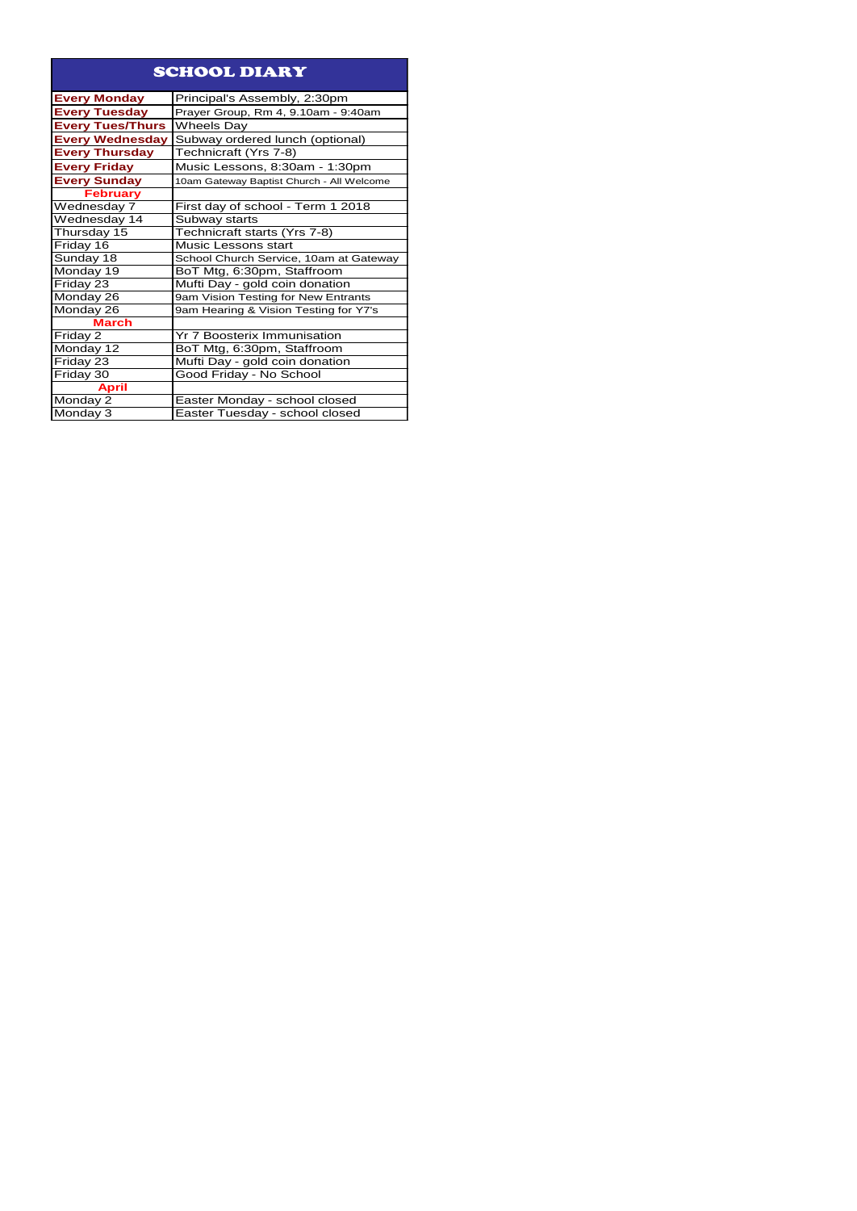# SCHOOL DIARY

| | |
|---|---|
| **Every Monday** | Principal's Assembly, 2:30pm |
| **Every Tuesday** | Prayer Group, Rm 4, 9.10am - 9:40am |
| **Every Tues/Thurs** | Wheels Day |
| **Every Wednesday** | Subway ordered lunch (optional) |
| **Every Thursday** | Technicraft (Yrs 7-8) |
| **Every Friday** | Music Lessons, 8:30am - 1:30pm |
| **Every Sunday** | 10am Gateway Baptist Church - All Welcome |
| **February** | |
| Wednesday 7 | First day of school - Term 1 2018 |
| Wednesday 14 | Subway starts |
| Thursday 15 | Technicraft starts (Yrs 7-8) |
| Friday 16 | Music Lessons start |
| Sunday 18 | School Church Service, 10am at Gateway |
| Monday 19 | BoT Mtg, 6:30pm, Staffroom |
| Friday 23 | Mufti Day - gold coin donation |
| Monday 26 | 9am Vision Testing for New Entrants |
| Monday 26 | 9am Hearing & Vision Testing for Y7's |
| **March** | |
| Friday 2 | Yr 7 Boosterix Immunisation |
| Monday 12 | BoT Mtg, 6:30pm, Staffroom |
| Friday 23 | Mufti Day - gold coin donation |
| Friday 30 | Good Friday - No School |
| **April** | |
| Monday 2 | Easter Monday - school closed |
| Monday 3 | Easter Tuesday - school closed |